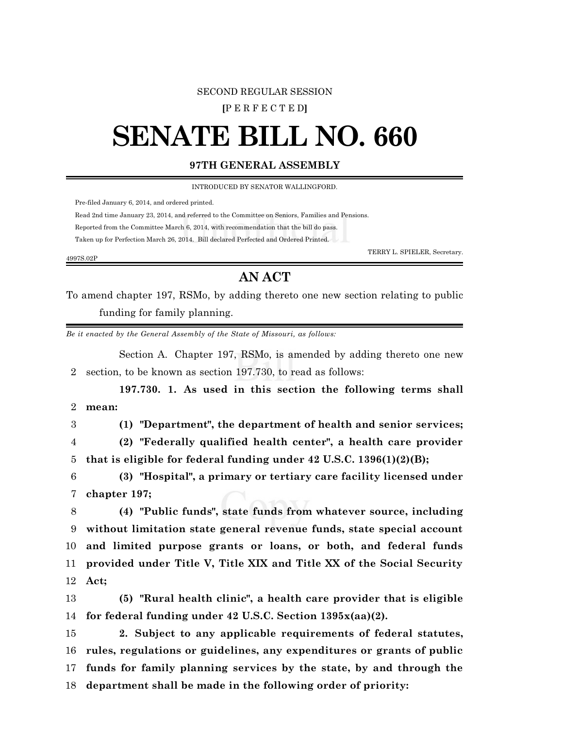SECOND REGULAR SESSION

**[**P E R F E C T E D**]**

# SENATE BILL NO. 660

## 97TH GENERAL ASSEMBLY

INTRODUCED BY SENATOR WALLINGFORD.

Pre-filed January 6, 2014, and ordered printed.

Read 2nd time January 23, 2014, and referred to the Committee on Seniors, Families and Pensions.

Reported from the Committee March 6, 2014, with recommendation that the bill do pass.

Taken up for Perfection March 26, 2014. Bill declared Perfected and Ordered Printed.

TERRY L. SPIELER, Secretary.

4997S.02P

## AN ACT

To amend chapter 197, RSMo, by adding thereto one new section relating to public funding for family planning.

*Be it enacted by the General Assembly of the State of Missouri, as follows:*

Section A. Chapter 197, RSMo, is amended by adding thereto one new section, to be known as section 197.730, to read as follows:

**197.730. 1. As used in this section the following terms shall mean:**

**(1) "Department", the department of health and senior services;**

**(2) "Federally qualified health center", a health care provider that is eligible for federal funding under 42 U.S.C. 1396(1)(2)(B);**

**(3) "Hospital", a primary or tertiary care facility licensed under chapter 197;**

**(4) "Public funds", state funds from whatever source, including without limitation state general revenue funds, state special account and limited purpose grants or loans, or both, and federal funds provided under Title V, Title XIX and Title XX of the Social Security Act;**

**(5) "Rural health clinic", a health care provider that is eligible for federal funding under 42 U.S.C. Section 1395x(aa)(2).**

**2. Subject to any applicable requirements of federal statutes, rules, regulations or guidelines, any expenditures or grants of public funds for family planning services by the state, by and through the department shall be made in the following order of priority:**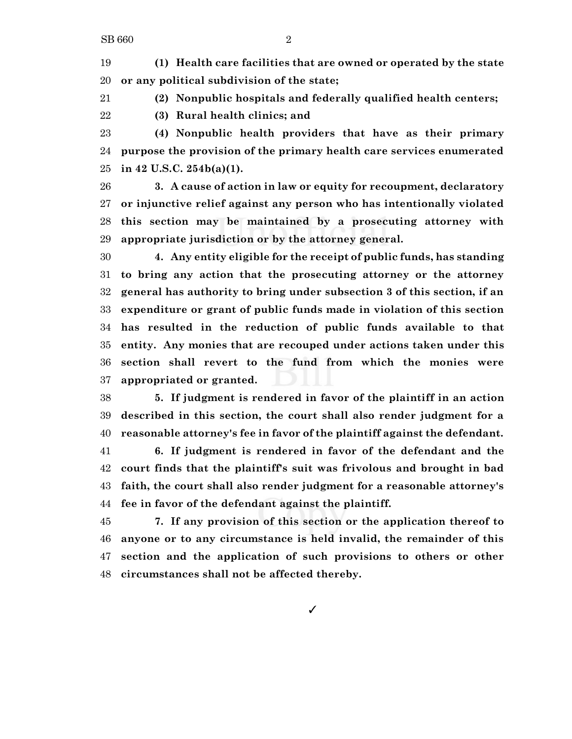**(1) Health care facilities that are owned or operated by the state or any political subdivision of the state;**

**(2) Nonpublic hospitals and federally qualified health centers;**

**(3) Rural health clinics; and**

**(4) Nonpublic health providers that have as their primary purpose the provision of the primary health care services enumerated in 42 U.S.C. 254b(a)(1).**

**3. A cause of action in law or equity for recoupment, declaratory or injunctive relief against any person who has intentionally violated this section may be maintained by a prosecuting attorney with appropriate jurisdiction or by the attorney general.**

**4. Any entity eligible for the receipt of public funds, has standing to bring any action that the prosecuting attorney or the attorney general has authority to bring under subsection 3 of this section, if an expenditure or grant of public funds made in violation of this section has resulted in the reduction of public funds available to that entity. Any monies that are recouped under actions taken under this section shall revert to the fund from which the monies were appropriated or granted.**

**5. If judgment is rendered in favor of the plaintiff in an action described in this section, the court shall also render judgment for a reasonable attorney's fee in favor of the plaintiff against the defendant.**

**6. If judgment is rendered in favor of the defendant and the court finds that the plaintiff's suit was frivolous and brought in bad faith, the court shall also render judgment for a reasonable attorney's fee in favor of the defendant against the plaintiff.**

**7. If any provision of this section or the application thereof to anyone or to any circumstance is held invalid, the remainder of this section and the application of such provisions to others or other circumstances shall not be affected thereby.**

✓